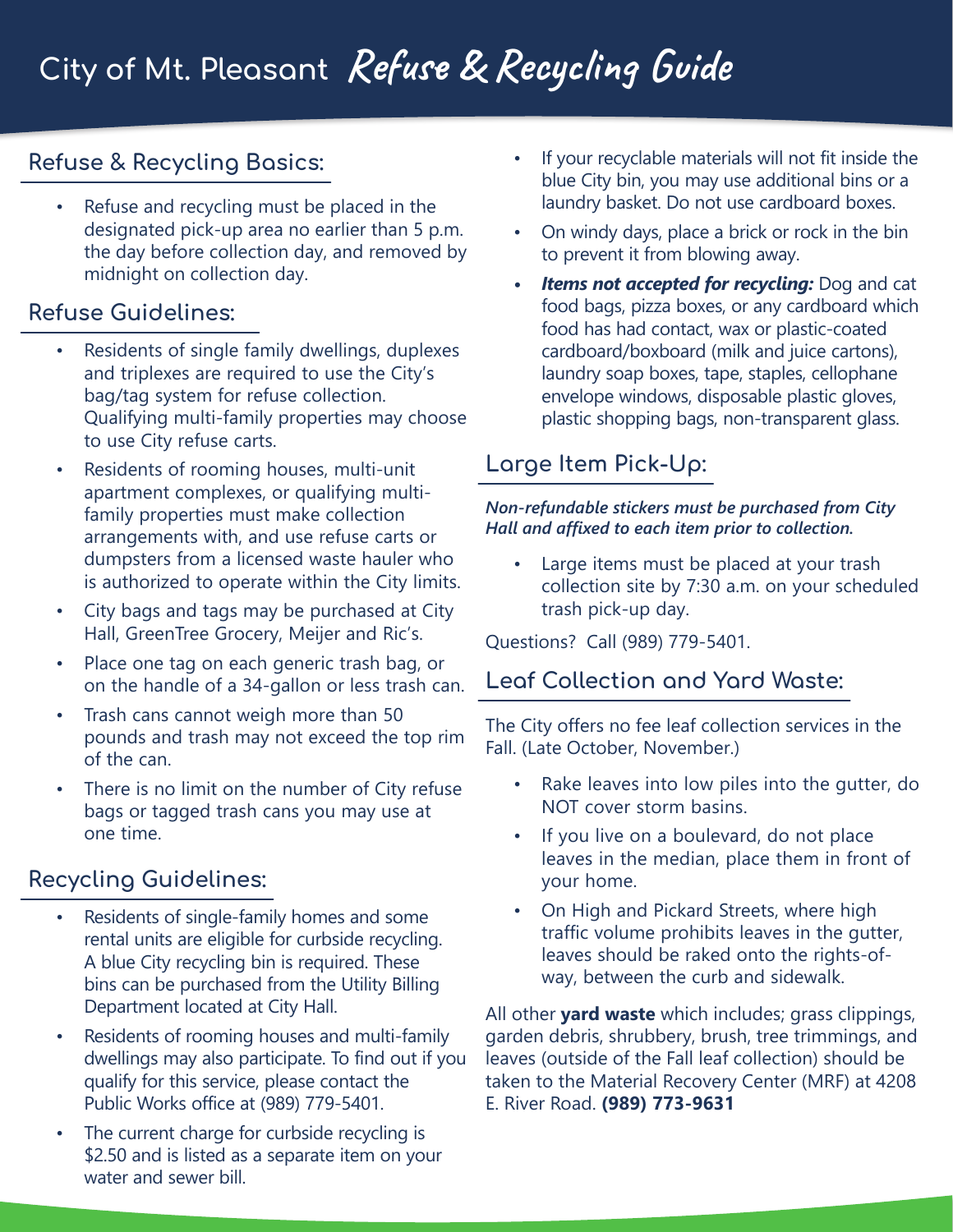# City of Mt. Pleasant *Refuse & Recycling Guide*

## Refuse & Recycling Basics:

- Refuse and recycling must be placed in the designated pick-up area no earlier than 5 p.m. the day before collection day, and removed by midnight on collection day.

## Refuse Guidelines:

- Residents of single family dwellings, duplexes and triplexes are required to use the City's bag/tag system for refuse collection. Qualifying multi-family properties may choose to use City refuse carts.
- Residents of rooming houses, multi-unit apartment complexes, or qualifying multi-family properties must make collection arrangements with, and use refuse carts or dumpsters from a licensed waste hauler who is authorized to operate within the City limits.
- City bags and tags may be purchased at City Hall, GreenTree Grocery, Meijer and Ric's.
- Place one tag on each generic trash bag, or on the handle of a 34-gallon or less trash can.
- Trash cans cannot weigh more than 50 pounds and trash may not exceed the top rim of the can.
- There is no limit on the number of City refuse bags or tagged trash cans you may use at one time.

## Recycling Guidelines:

- Residents of single-family homes and some rental units are eligible for curbside recycling. A blue City recycling bin is required. These bins can be purchased from the Utility Billing Department located at City Hall.
- Residents of rooming houses and multi-family dwellings may also participate. To find out if you qualify for this service, please contact the Public Works office at (989) 779-5401.
- The current charge for curbside recycling is $2.50 and is listed as a separate item on your water and sewer bill.
- If your recyclable materials will not fit inside the blue City bin, you may use additional bins or a laundry basket. Do not use cardboard boxes.
- On windy days, place a brick or rock in the bin to prevent it from blowing away.
- ***Items not accepted for recycling:*** Dog and cat food bags, pizza boxes, or any cardboard which food has had contact, wax or plastic-coated cardboard/boxboard (milk and juice cartons), laundry soap boxes, tape, staples, cellophane envelope windows, disposable plastic gloves, plastic shopping bags, non-transparent glass.

## Large Item Pick-Up:

***Non-refundable stickers must be purchased from City Hall and affixed to each item prior to collection.***

- Large items must be placed at your trash collection site by 7:30 a.m. on your scheduled trash pick-up day.

Questions? Call (989) 779-5401.

## Leaf Collection and Yard Waste:

The City offers no fee leaf collection services in the Fall. (Late October, November.)

- Rake leaves into low piles into the gutter, do NOT cover storm basins.
- If you live on a boulevard, do not place leaves in the median, place them in front of your home.
- On High and Pickard Streets, where high traffic volume prohibits leaves in the gutter, leaves should be raked onto the rights-of-way, between the curb and sidewalk.

All other **yard waste** which includes; grass clippings, garden debris, shrubbery, brush, tree trimmings, and leaves (outside of the Fall leaf collection) should be taken to the Material Recovery Center (MRF) at 4208 E. River Road. **(989) 773-9631**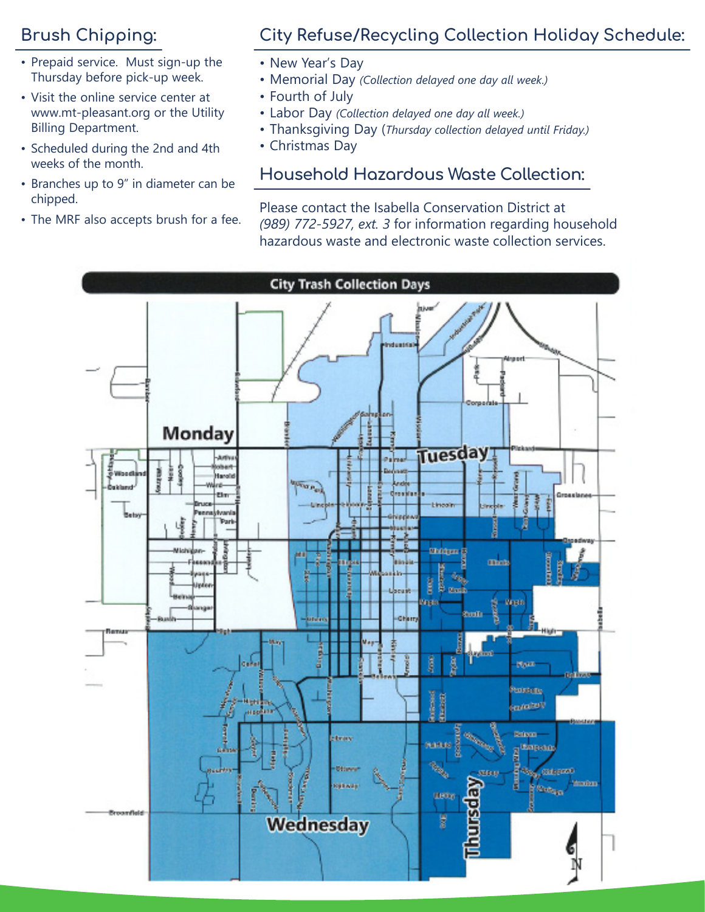## Brush Chipping:

- Prepaid service. Must sign-up the Thursday before pick-up week.
- Visit the online service center at www.mt-pleasant.org or the Utility Billing Department.
- Scheduled during the 2nd and 4th weeks of the month.
- Branches up to 9" in diameter can be chipped.
- The MRF also accepts brush for a fee.

## City Refuse/Recycling Collection Holiday Schedule:

- New Year's Day
- Memorial Day *(Collection delayed one day all week.)*
- Fourth of July
- Labor Day *(Collection delayed one day all week.)*
- Thanksgiving Day (*Thursday collection delayed until Friday.)*
- Christmas Day

## Household Hazardous Waste Collection:

Please contact the Isabella Conservation District at *(989) 772-5927, ext. 3* for information regarding household hazardous waste and electronic waste collection services.

City Trash Collection Days

Monday

Tuesday

Wednesday

Thursday